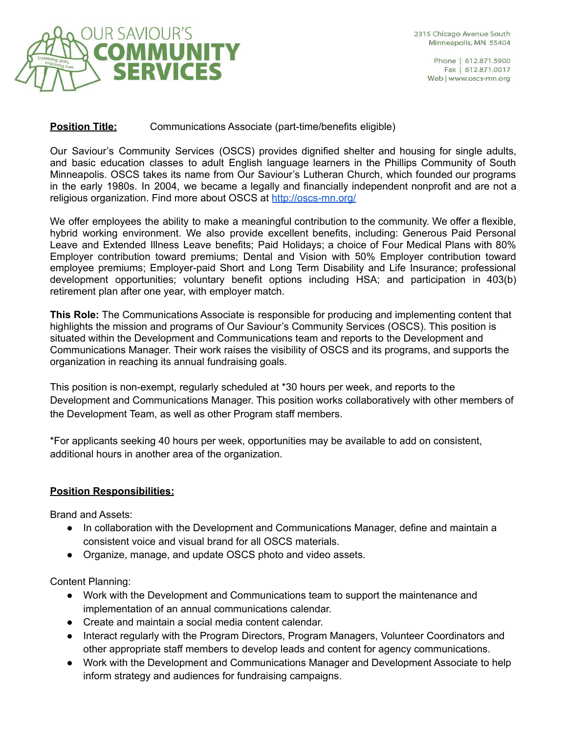# OUR SAVIOUR'S COMMUNITY SERVICES

2315 Chicago Avenue South
Minneapolis, MN 55404

Phone | 612.871.5900
Fax | 612.871.0017
Web | www.oscs-mn.org

**Position Title:** Communications Associate (part-time/benefits eligible)

Our Saviour's Community Services (OSCS) provides dignified shelter and housing for single adults, and basic education classes to adult English language learners in the Phillips Community of South Minneapolis. OSCS takes its name from Our Saviour's Lutheran Church, which founded our programs in the early 1980s. In 2004, we became a legally and financially independent nonprofit and are not a religious organization. Find more about OSCS at http://oscs-mn.org/

We offer employees the ability to make a meaningful contribution to the community. We offer a flexible, hybrid working environment. We also provide excellent benefits, including: Generous Paid Personal Leave and Extended Illness Leave benefits; Paid Holidays; a choice of Four Medical Plans with 80% Employer contribution toward premiums; Dental and Vision with 50% Employer contribution toward employee premiums; Employer-paid Short and Long Term Disability and Life Insurance; professional development opportunities; voluntary benefit options including HSA; and participation in 403(b) retirement plan after one year, with employer match.

**This Role:** The Communications Associate is responsible for producing and implementing content that highlights the mission and programs of Our Saviour's Community Services (OSCS). This position is situated within the Development and Communications team and reports to the Development and Communications Manager. Their work raises the visibility of OSCS and its programs, and supports the organization in reaching its annual fundraising goals.

This position is non-exempt, regularly scheduled at *30 hours per week, and reports to the Development and Communications Manager. This position works collaboratively with other members of the Development Team, as well as other Program staff members.

*For applicants seeking 40 hours per week, opportunities may be available to add on consistent, additional hours in another area of the organization.

**Position Responsibilities:**

Brand and Assets:

- In collaboration with the Development and Communications Manager, define and maintain a consistent voice and visual brand for all OSCS materials.
- Organize, manage, and update OSCS photo and video assets.

Content Planning:

- Work with the Development and Communications team to support the maintenance and implementation of an annual communications calendar.
- Create and maintain a social media content calendar.
- Interact regularly with the Program Directors, Program Managers, Volunteer Coordinators and other appropriate staff members to develop leads and content for agency communications.
- Work with the Development and Communications Manager and Development Associate to help inform strategy and audiences for fundraising campaigns.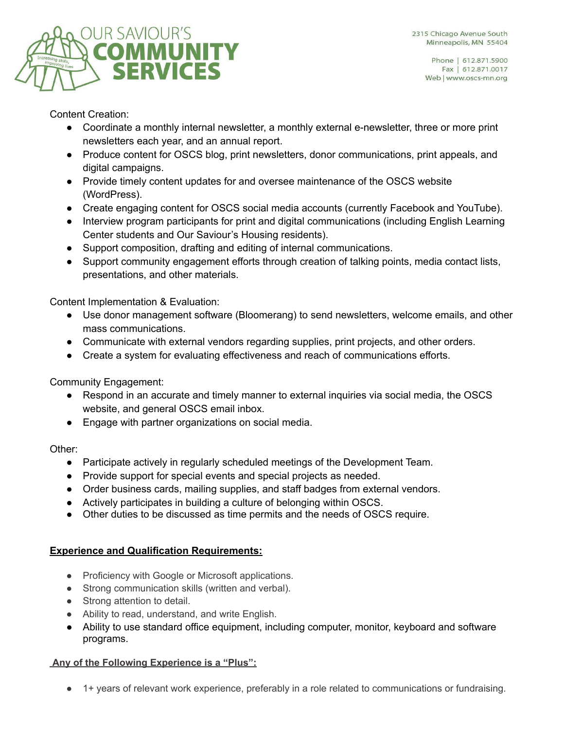Content Creation:

- Coordinate a monthly internal newsletter, a monthly external e-newsletter, three or more print newsletters each year, and an annual report.
- Produce content for OSCS blog, print newsletters, donor communications, print appeals, and digital campaigns.
- Provide timely content updates for and oversee maintenance of the OSCS website (WordPress).
- Create engaging content for OSCS social media accounts (currently Facebook and YouTube).
- Interview program participants for print and digital communications (including English Learning Center students and Our Saviour's Housing residents).
- Support composition, drafting and editing of internal communications.
- Support community engagement efforts through creation of talking points, media contact lists, presentations, and other materials.

Content Implementation & Evaluation:

- Use donor management software (Bloomerang) to send newsletters, welcome emails, and other mass communications.
- Communicate with external vendors regarding supplies, print projects, and other orders.
- Create a system for evaluating effectiveness and reach of communications efforts.

Community Engagement:

- Respond in an accurate and timely manner to external inquiries via social media, the OSCS website, and general OSCS email inbox.
- Engage with partner organizations on social media.

Other:

- Participate actively in regularly scheduled meetings of the Development Team.
- Provide support for special events and special projects as needed.
- Order business cards, mailing supplies, and staff badges from external vendors.
- Actively participates in building a culture of belonging within OSCS.
- Other duties to be discussed as time permits and the needs of OSCS require.

**<u>Experience and Qualification Requirements:</u>**

- Proficiency with Google or Microsoft applications.
- Strong communication skills (written and verbal).
- Strong attention to detail.
- Ability to read, understand, and write English.
- Ability to use standard office equipment, including computer, monitor, keyboard and software programs.

**<u>Any of the Following Experience is a "Plus":</u>**

- 1+ years of relevant work experience, preferably in a role related to communications or fundraising.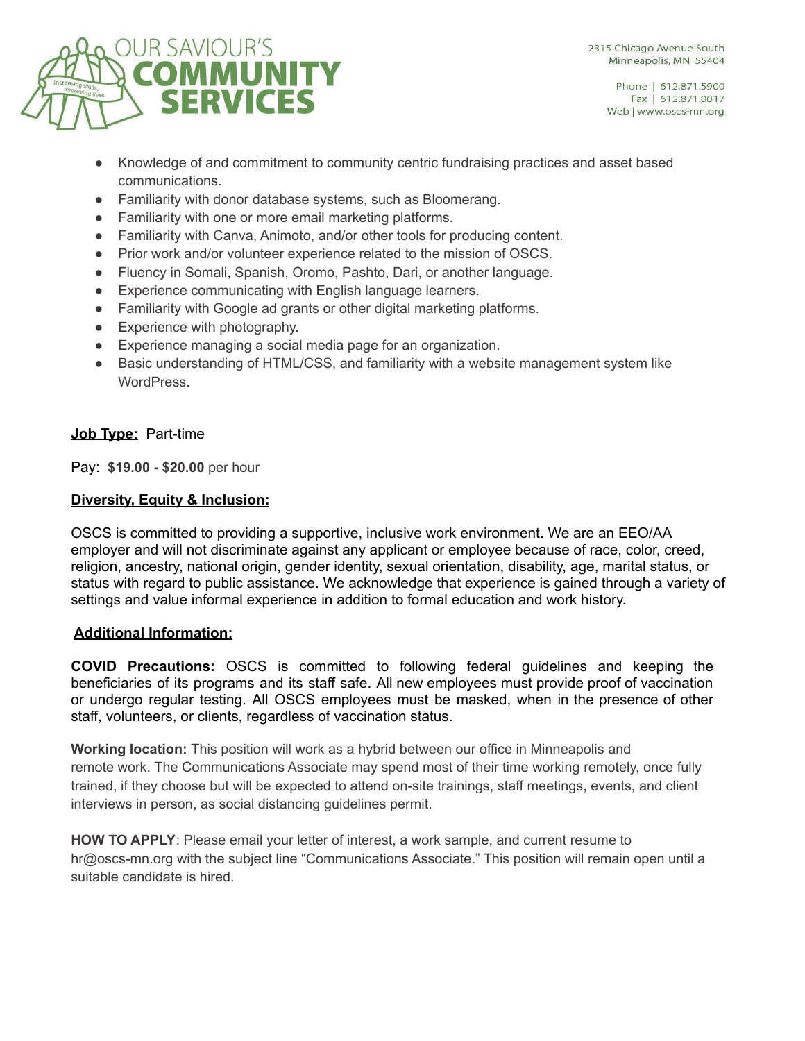- Knowledge of and commitment to community centric fundraising practices and asset based communications.
- Familiarity with donor database systems, such as Bloomerang.
- Familiarity with one or more email marketing platforms.
- Familiarity with Canva, Animoto, and/or other tools for producing content.
- Prior work and/or volunteer experience related to the mission of OSCS.
- Fluency in Somali, Spanish, Oromo, Pashto, Dari, or another language.
- Experience communicating with English language learners.
- Familiarity with Google ad grants or other digital marketing platforms.
- Experience with photography.
- Experience managing a social media page for an organization.
- Basic understanding of HTML/CSS, and familiarity with a website management system like WordPress.

**Job Type:** Part-time

Pay: **$19.00 - $20.00** per hour

**Diversity, Equity & Inclusion:**

OSCS is committed to providing a supportive, inclusive work environment. We are an EEO/AA employer and will not discriminate against any applicant or employee because of race, color, creed, religion, ancestry, national origin, gender identity, sexual orientation, disability, age, marital status, or status with regard to public assistance. We acknowledge that experience is gained through a variety of settings and value informal experience in addition to formal education and work history.

**Additional Information:**

**COVID Precautions:** OSCS is committed to following federal guidelines and keeping the beneficiaries of its programs and its staff safe. All new employees must provide proof of vaccination or undergo regular testing. All OSCS employees must be masked, when in the presence of other staff, volunteers, or clients, regardless of vaccination status.

**Working location:** This position will work as a hybrid between our office in Minneapolis and remote work. The Communications Associate may spend most of their time working remotely, once fully trained, if they choose but will be expected to attend on-site trainings, staff meetings, events, and client interviews in person, as social distancing guidelines permit.

**HOW TO APPLY**: Please email your letter of interest, a work sample, and current resume to hr@oscs-mn.org with the subject line "Communications Associate." This position will remain open until a suitable candidate is hired.